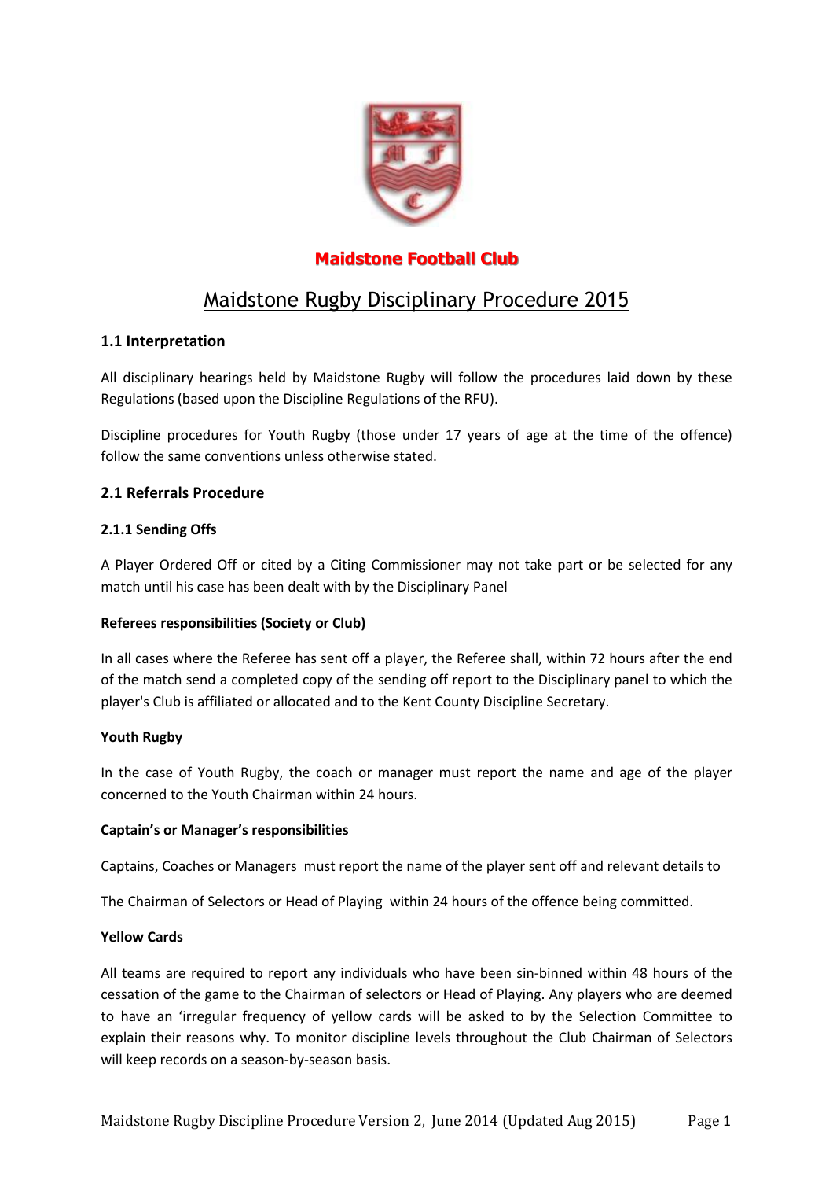**Maidstone Football Club**

# Maidstone Rugby Disciplinary Procedure 2015

## 1.1 Interpretation

All disciplinary hearings held by Maidstone Rugby will follow the procedures laid down by these Regulations (based upon the Discipline Regulations of the RFU).

Discipline procedures for Youth Rugby (those under 17 years of age at the time of the offence) follow the same conventions unless otherwise stated.

## 2.1 Referrals Procedure

### 2.1.1 Sending Offs

A Player Ordered Off or cited by a Citing Commissioner may not take part or be selected for any match until his case has been dealt with by the Disciplinary Panel

**Referees responsibilities (Society or Club)**

In all cases where the Referee has sent off a player, the Referee shall, within 72 hours after the end of the match send a completed copy of the sending off report to the Disciplinary panel to which the player's Club is affiliated or allocated and to the Kent County Discipline Secretary.

**Youth Rugby**

In the case of Youth Rugby, the coach or manager must report the name and age of the player concerned to the Youth Chairman within 24 hours.

**Captain's or Manager's responsibilities**

Captains, Coaches or Managers must report the name of the player sent off and relevant details to

The Chairman of Selectors or Head of Playing within 24 hours of the offence being committed.

**Yellow Cards**

All teams are required to report any individuals who have been sin-binned within 48 hours of the cessation of the game to the Chairman of selectors or Head of Playing. Any players who are deemed to have an 'irregular frequency of yellow cards will be asked to by the Selection Committee to explain their reasons why. To monitor discipline levels throughout the Club Chairman of Selectors will keep records on a season-by-season basis.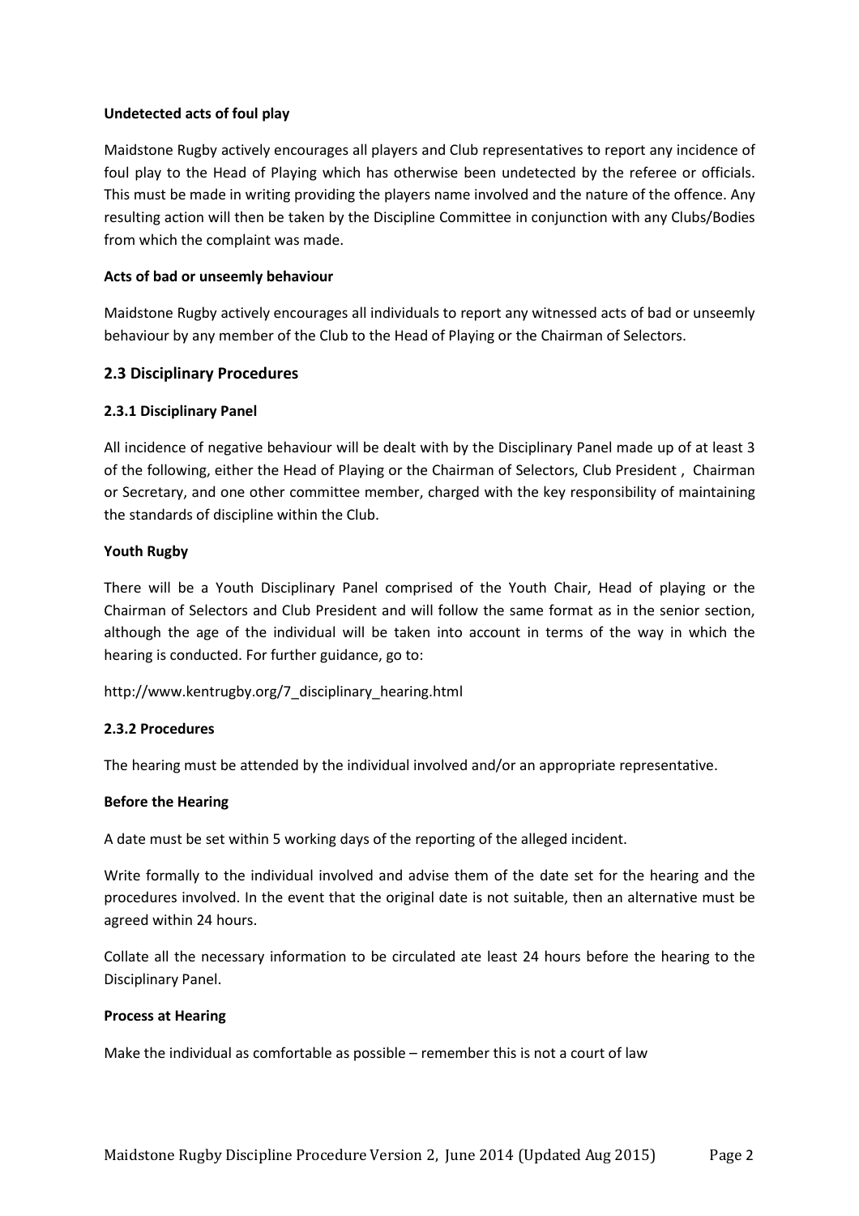**Undetected acts of foul play**

Maidstone Rugby actively encourages all players and Club representatives to report any incidence of foul play to the Head of Playing which has otherwise been undetected by the referee or officials. This must be made in writing providing the players name involved and the nature of the offence. Any resulting action will then be taken by the Discipline Committee in conjunction with any Clubs/Bodies from which the complaint was made.

**Acts of bad or unseemly behaviour**

Maidstone Rugby actively encourages all individuals to report any witnessed acts of bad or unseemly behaviour by any member of the Club to the Head of Playing or the Chairman of Selectors.

## 2.3 Disciplinary Procedures

### 2.3.1 Disciplinary Panel

All incidence of negative behaviour will be dealt with by the Disciplinary Panel made up of at least 3 of the following, either the Head of Playing or the Chairman of Selectors, Club President , Chairman or Secretary, and one other committee member, charged with the key responsibility of maintaining the standards of discipline within the Club.

**Youth Rugby**

There will be a Youth Disciplinary Panel comprised of the Youth Chair, Head of playing or the Chairman of Selectors and Club President and will follow the same format as in the senior section, although the age of the individual will be taken into account in terms of the way in which the hearing is conducted. For further guidance, go to:

http://www.kentrugby.org/7_disciplinary_hearing.html

### 2.3.2 Procedures

The hearing must be attended by the individual involved and/or an appropriate representative.

**Before the Hearing**

A date must be set within 5 working days of the reporting of the alleged incident.

Write formally to the individual involved and advise them of the date set for the hearing and the procedures involved. In the event that the original date is not suitable, then an alternative must be agreed within 24 hours.

Collate all the necessary information to be circulated ate least 24 hours before the hearing to the Disciplinary Panel.

**Process at Hearing**

Make the individual as comfortable as possible – remember this is not a court of law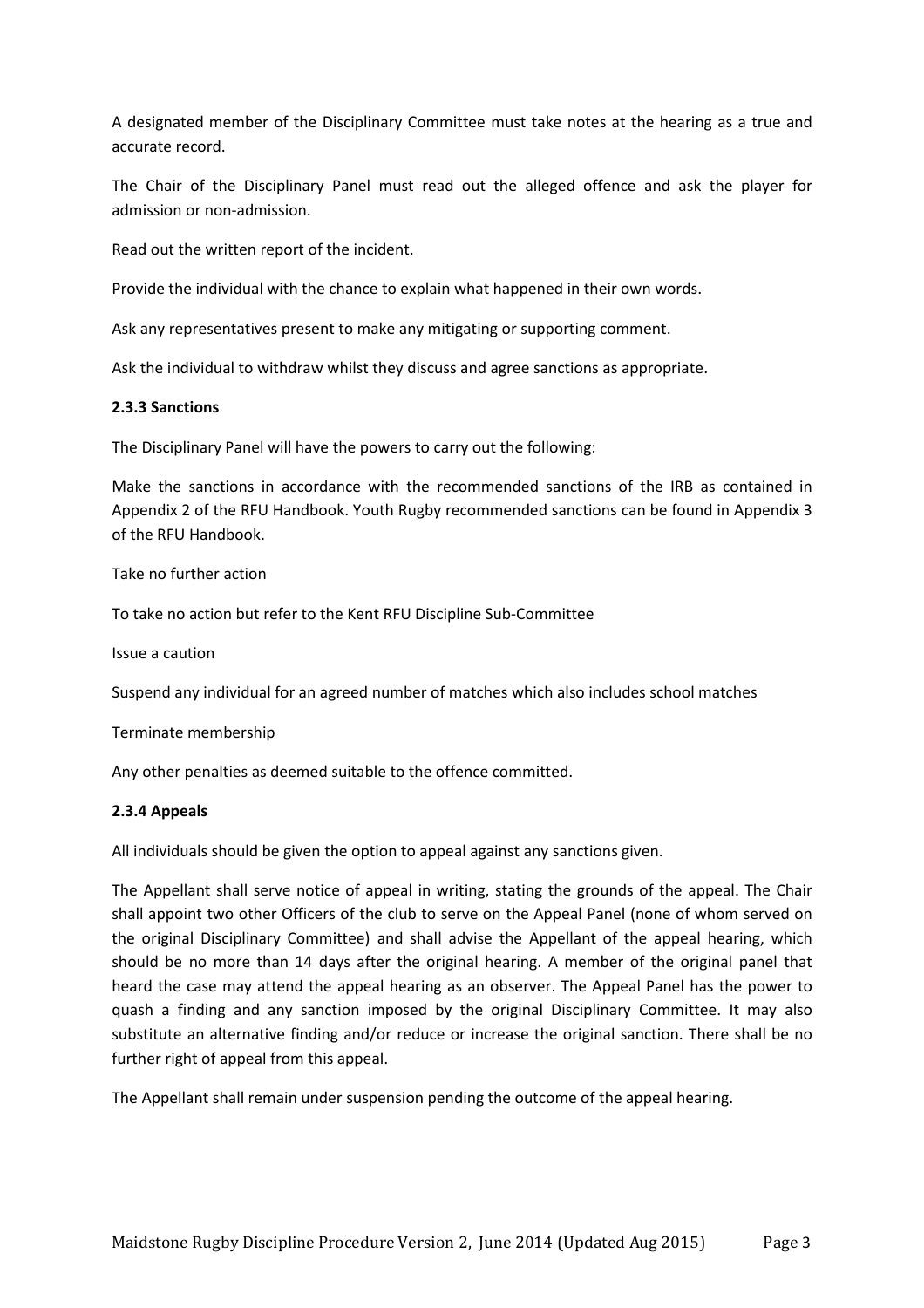A designated member of the Disciplinary Committee must take notes at the hearing as a true and accurate record.

The Chair of the Disciplinary Panel must read out the alleged offence and ask the player for admission or non-admission.

Read out the written report of the incident.

Provide the individual with the chance to explain what happened in their own words.

Ask any representatives present to make any mitigating or supporting comment.

Ask the individual to withdraw whilst they discuss and agree sanctions as appropriate.

#### 2.3.3 Sanctions

The Disciplinary Panel will have the powers to carry out the following:

Make the sanctions in accordance with the recommended sanctions of the IRB as contained in Appendix 2 of the RFU Handbook. Youth Rugby recommended sanctions can be found in Appendix 3 of the RFU Handbook.

Take no further action

To take no action but refer to the Kent RFU Discipline Sub-Committee

Issue a caution

Suspend any individual for an agreed number of matches which also includes school matches

Terminate membership

Any other penalties as deemed suitable to the offence committed.

#### 2.3.4 Appeals

All individuals should be given the option to appeal against any sanctions given.

The Appellant shall serve notice of appeal in writing, stating the grounds of the appeal. The Chair shall appoint two other Officers of the club to serve on the Appeal Panel (none of whom served on the original Disciplinary Committee) and shall advise the Appellant of the appeal hearing, which should be no more than 14 days after the original hearing. A member of the original panel that heard the case may attend the appeal hearing as an observer. The Appeal Panel has the power to quash a finding and any sanction imposed by the original Disciplinary Committee. It may also substitute an alternative finding and/or reduce or increase the original sanction. There shall be no further right of appeal from this appeal.

The Appellant shall remain under suspension pending the outcome of the appeal hearing.